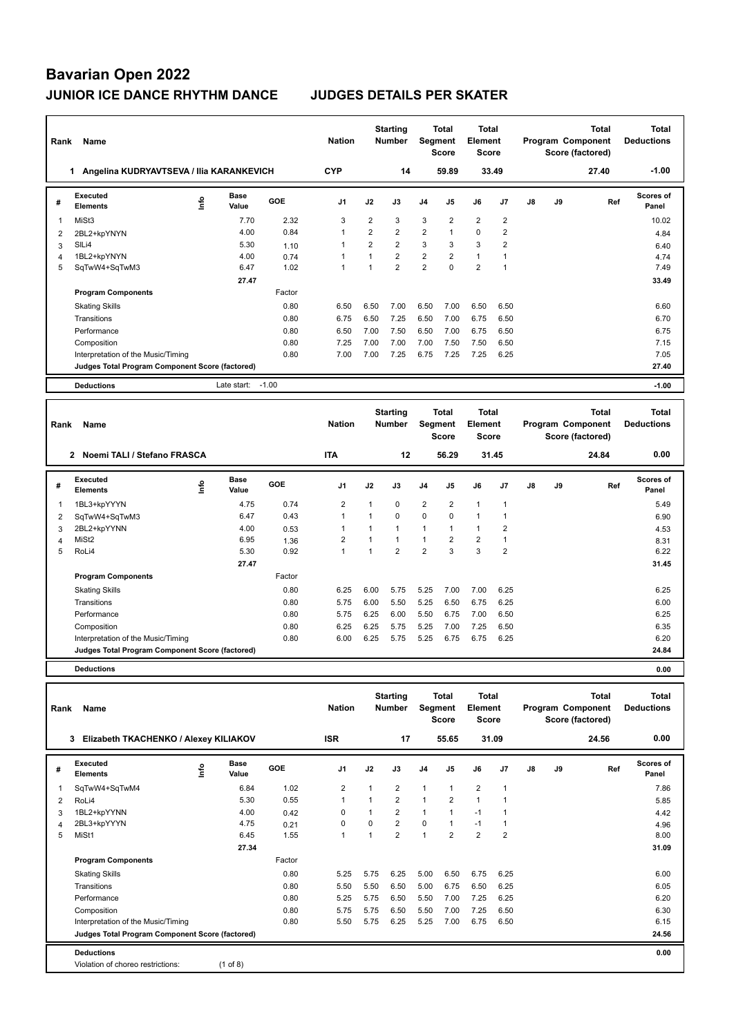# Bavarian Open 2022

## JUNIOR ICE DANCE RHYTHM DANCE    JUDGES DETAILS PER SKATER

| Rank | Name | Nation | Starting Number | Total Segment Score | Total Element Score | Total Program Component Score (factored) | Total Deductions |
|---|---|---|---|---|---|---|---|
| 1 | Angelina KUDRYAVTSEVA / Ilia KARANKEVICH | CYP | 14 | 59.89 | 33.49 | 27.40 | -1.00 |

| # | Executed Elements | Info | Base Value | GOE | J1 | J2 | J3 | J4 | J5 | J6 | J7 | J8 | J9 | Ref | Scores of Panel |
|---|---|---|---|---|---|---|---|---|---|---|---|---|---|---|---|
| 1 | MiSt3 | | 7.70 | 2.32 | 3 | 2 | 3 | 3 | 2 | 2 | 2 | | | | 10.02 |
| 2 | 2BL2+kpYNYN | | 4.00 | 0.84 | 1 | 2 | 2 | 2 | 1 | 0 | 2 | | | | 4.84 |
| 3 | SlLi4 | | 5.30 | 1.10 | 1 | 2 | 2 | 3 | 3 | 3 | 2 | | | | 6.40 |
| 4 | 1BL2+kpYNYN | | 4.00 | 0.74 | 1 | 1 | 2 | 2 | 2 | 1 | 1 | | | | 4.74 |
| 5 | SqTwW4+SqTwM3 | | 6.47 | 1.02 | 1 | 1 | 2 | 2 | 0 | 2 | 1 | | | | 7.49 |
| | | | 27.47 | | | | | | | | | | | | 33.49 |
| | **Program Components** | | | Factor | | | | | | | | | | | |
| | Skating Skills | | | 0.80 | 6.50 | 6.50 | 7.00 | 6.50 | 7.00 | 6.50 | 6.50 | | | | 6.60 |
| | Transitions | | | 0.80 | 6.75 | 6.50 | 7.25 | 6.50 | 7.00 | 6.75 | 6.50 | | | | 6.70 |
| | Performance | | | 0.80 | 6.50 | 7.00 | 7.50 | 6.50 | 7.00 | 6.75 | 6.50 | | | | 6.75 |
| | Composition | | | 0.80 | 7.25 | 7.00 | 7.00 | 7.00 | 7.50 | 7.50 | 6.50 | | | | 7.15 |
| | Interpretation of the Music/Timing | | | 0.80 | 7.00 | 7.00 | 7.25 | 6.75 | 7.25 | 7.25 | 6.25 | | | | 7.05 |
| | **Judges Total Program Component Score (factored)** | | | | | | | | | | | | | | 27.40 |
| | **Deductions** | | Late start: | -1.00 | | | | | | | | | | | -1.00 |

| Rank | Name | Nation | Starting Number | Total Segment Score | Total Element Score | Total Program Component Score (factored) | Total Deductions |
|---|---|---|---|---|---|---|---|
| 2 | Noemi TALI / Stefano FRASCA | ITA | 12 | 56.29 | 31.45 | 24.84 | 0.00 |

| # | Executed Elements | Info | Base Value | GOE | J1 | J2 | J3 | J4 | J5 | J6 | J7 | J8 | J9 | Ref | Scores of Panel |
|---|---|---|---|---|---|---|---|---|---|---|---|---|---|---|---|
| 1 | 1BL3+kpYYYN | | 4.75 | 0.74 | 2 | 1 | 0 | 2 | 2 | 1 | 1 | | | | 5.49 |
| 2 | SqTwW4+SqTwM3 | | 6.47 | 0.43 | 1 | 1 | 0 | 0 | 0 | 1 | 1 | | | | 6.90 |
| 3 | 2BL2+kpYYNN | | 4.00 | 0.53 | 1 | 1 | 1 | 1 | 1 | 1 | 2 | | | | 4.53 |
| 4 | MiSt2 | | 6.95 | 1.36 | 2 | 1 | 1 | 1 | 2 | 2 | 1 | | | | 8.31 |
| 5 | RoLi4 | | 5.30 | 0.92 | 1 | 1 | 2 | 2 | 3 | 3 | 2 | | | | 6.22 |
| | | | 27.47 | | | | | | | | | | | | 31.45 |
| | **Program Components** | | | Factor | | | | | | | | | | | |
| | Skating Skills | | | 0.80 | 6.25 | 6.00 | 5.75 | 5.25 | 7.00 | 7.00 | 6.25 | | | | 6.25 |
| | Transitions | | | 0.80 | 5.75 | 6.00 | 5.50 | 5.25 | 6.50 | 6.75 | 6.25 | | | | 6.00 |
| | Performance | | | 0.80 | 5.75 | 6.25 | 6.00 | 5.50 | 6.75 | 7.00 | 6.50 | | | | 6.25 |
| | Composition | | | 0.80 | 6.25 | 6.25 | 5.75 | 5.25 | 7.00 | 7.25 | 6.50 | | | | 6.35 |
| | Interpretation of the Music/Timing | | | 0.80 | 6.00 | 6.25 | 5.75 | 5.25 | 6.75 | 6.75 | 6.25 | | | | 6.20 |
| | **Judges Total Program Component Score (factored)** | | | | | | | | | | | | | | 24.84 |
| | **Deductions** | | | | | | | | | | | | | | 0.00 |

| Rank | Name | Nation | Starting Number | Total Segment Score | Total Element Score | Total Program Component Score (factored) | Total Deductions |
|---|---|---|---|---|---|---|---|
| 3 | Elizabeth TKACHENKO / Alexey KILIAKOV | ISR | 17 | 55.65 | 31.09 | 24.56 | 0.00 |

| # | Executed Elements | Info | Base Value | GOE | J1 | J2 | J3 | J4 | J5 | J6 | J7 | J8 | J9 | Ref | Scores of Panel |
|---|---|---|---|---|---|---|---|---|---|---|---|---|---|---|---|
| 1 | SqTwW4+SqTwM4 | | 6.84 | 1.02 | 2 | 1 | 2 | 1 | 1 | 2 | 1 | | | | 7.86 |
| 2 | RoLi4 | | 5.30 | 0.55 | 1 | 1 | 2 | 1 | 2 | 1 | 1 | | | | 5.85 |
| 3 | 1BL2+kpYYNN | | 4.00 | 0.42 | 0 | 1 | 2 | 1 | 1 | -1 | 1 | | | | 4.42 |
| 4 | 2BL3+kpYYYN | | 4.75 | 0.21 | 0 | 0 | 2 | 0 | 1 | -1 | 1 | | | | 4.96 |
| 5 | MiSt1 | | 6.45 | 1.55 | 1 | 1 | 2 | 1 | 2 | 2 | 2 | | | | 8.00 |
| | | | 27.34 | | | | | | | | | | | | 31.09 |
| | **Program Components** | | | Factor | | | | | | | | | | | |
| | Skating Skills | | | 0.80 | 5.25 | 5.75 | 6.25 | 5.00 | 6.50 | 6.75 | 6.25 | | | | 6.00 |
| | Transitions | | | 0.80 | 5.50 | 5.50 | 6.50 | 5.00 | 6.75 | 6.50 | 6.25 | | | | 6.05 |
| | Performance | | | 0.80 | 5.25 | 5.75 | 6.50 | 5.50 | 7.00 | 7.25 | 6.25 | | | | 6.20 |
| | Composition | | | 0.80 | 5.75 | 5.75 | 6.50 | 5.50 | 7.00 | 7.25 | 6.50 | | | | 6.30 |
| | Interpretation of the Music/Timing | | | 0.80 | 5.50 | 5.75 | 6.25 | 5.25 | 7.00 | 6.75 | 6.50 | | | | 6.15 |
| | **Judges Total Program Component Score (factored)** | | | | | | | | | | | | | | 24.56 |
| | **Deductions** | | | | | | | | | | | | | | 0.00 |
| | Violation of choreo restrictions: | | (1 of 8) | | | | | | | | | | | | |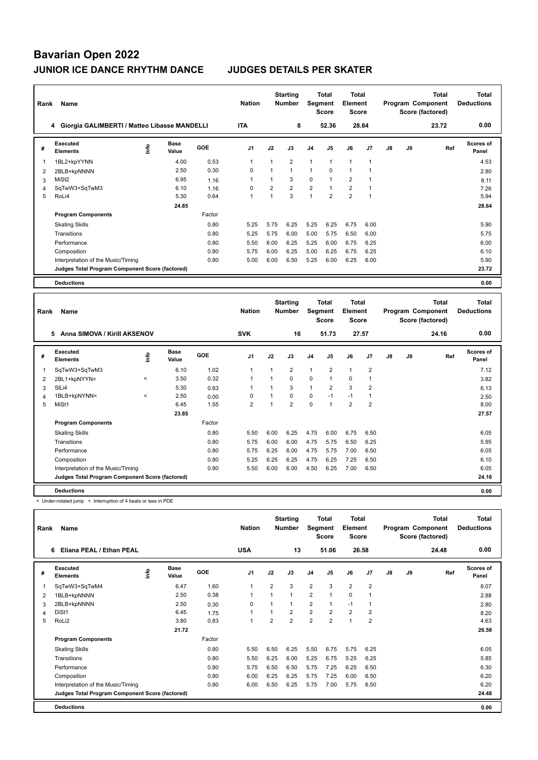# Bavarian Open 2022

## JUNIOR ICE DANCE RHYTHM DANCE — JUDGES DETAILS PER SKATER

| Rank | Name | Nation | Starting Number | Total Segment Score | Total Element Score | Total Program Component Score (factored) | Total Deductions |
|---|---|---|---|---|---|---|---|
| 4 | Giorgia GALIMBERTI / Matteo Libasse MANDELLI | ITA | 8 | 52.36 | 28.64 | 23.72 | 0.00 |

| # | Executed Elements | Info | Base Value | GOE | J1 | J2 | J3 | J4 | J5 | J6 | J7 | J8 | J9 | Ref | Scores of Panel |
|---|---|---|---|---|---|---|---|---|---|---|---|---|---|---|---|
| 1 | 1BL2+kpYYNN | | 4.00 | 0.53 | 1 | 1 | 2 | 1 | 1 | 1 | 1 | | | | 4.53 |
| 2 | 2BLB+kpNNNN | | 2.50 | 0.30 | 0 | 1 | 1 | 1 | 0 | 1 | 1 | | | | 2.80 |
| 3 | MiSt2 | | 6.95 | 1.16 | 1 | 1 | 3 | 0 | 1 | 2 | 1 | | | | 8.11 |
| 4 | SqTwW3+SqTwM3 | | 6.10 | 1.16 | 0 | 2 | 2 | 2 | 1 | 2 | 1 | | | | 7.26 |
| 5 | RoLi4 | | 5.30 | 0.64 | 1 | 1 | 3 | 1 | 2 | 2 | 1 | | | | 5.94 |
| | | | 24.85 | | | | | | | | | | | | 28.64 |

| Program Components | Factor | J1 | J2 | J3 | J4 | J5 | J6 | J7 | J8 | J9 | Scores of Panel |
|---|---|---|---|---|---|---|---|---|---|---|---|
| Skating Skills | 0.80 | 5.25 | 5.75 | 6.25 | 5.25 | 6.25 | 6.75 | 6.00 | | | 5.90 |
| Transitions | 0.80 | 5.25 | 5.75 | 6.00 | 5.00 | 5.75 | 6.50 | 6.00 | | | 5.75 |
| Performance | 0.80 | 5.50 | 6.00 | 6.25 | 5.25 | 6.00 | 6.75 | 6.25 | | | 6.00 |
| Composition | 0.80 | 5.75 | 6.00 | 6.25 | 5.00 | 6.25 | 6.75 | 6.25 | | | 6.10 |
| Interpretation of the Music/Timing | 0.80 | 5.00 | 6.00 | 6.50 | 5.25 | 6.00 | 6.25 | 6.00 | | | 5.90 |
| Judges Total Program Component Score (factored) | | | | | | | | | | | 23.72 |

**Deductions** 0.00

| Rank | Name | Nation | Starting Number | Total Segment Score | Total Element Score | Total Program Component Score (factored) | Total Deductions |
|---|---|---|---|---|---|---|---|
| 5 | Anna SIMOVA / Kirill AKSENOV | SVK | 16 | 51.73 | 27.57 | 24.16 | 0.00 |

| # | Executed Elements | Info | Base Value | GOE | J1 | J2 | J3 | J4 | J5 | J6 | J7 | J8 | J9 | Ref | Scores of Panel |
|---|---|---|---|---|---|---|---|---|---|---|---|---|---|---|---|
| 1 | SqTwW3+SqTwM3 | | 6.10 | 1.02 | 1 | 1 | 2 | 1 | 2 | 1 | 2 | | | | 7.12 |
| 2 | 2BL1+kpNYYN< | < | 3.50 | 0.32 | 1 | 1 | 0 | 0 | 1 | 0 | 1 | | | | 3.82 |
| 3 | SlLi4 | | 5.30 | 0.83 | 1 | 1 | 3 | 1 | 2 | 3 | 2 | | | | 6.13 |
| 4 | 1BLB+kpNYNN< | < | 2.50 | 0.00 | 0 | 1 | 0 | 0 | -1 | -1 | 1 | | | | 2.50 |
| 5 | MiSt1 | | 6.45 | 1.55 | 2 | 1 | 2 | 0 | 1 | 2 | 2 | | | | 8.00 |
| | | | 23.85 | | | | | | | | | | | | 27.57 |

| Program Components | Factor | J1 | J2 | J3 | J4 | J5 | J6 | J7 | J8 | J9 | Scores of Panel |
|---|---|---|---|---|---|---|---|---|---|---|---|
| Skating Skills | 0.80 | 5.50 | 6.00 | 6.25 | 4.75 | 6.00 | 6.75 | 6.50 | | | 6.05 |
| Transitions | 0.80 | 5.75 | 6.00 | 6.00 | 4.75 | 5.75 | 6.50 | 6.25 | | | 5.95 |
| Performance | 0.80 | 5.75 | 6.25 | 6.00 | 4.75 | 5.75 | 7.00 | 6.50 | | | 6.05 |
| Composition | 0.80 | 5.25 | 6.25 | 6.25 | 4.75 | 6.25 | 7.25 | 6.50 | | | 6.10 |
| Interpretation of the Music/Timing | 0.80 | 5.50 | 6.00 | 6.00 | 4.50 | 6.25 | 7.00 | 6.50 | | | 6.05 |
| Judges Total Program Component Score (factored) | | | | | | | | | | | 24.16 |

**Deductions** 0.00

< Under-rotated jump < Interruption of 4 beats or less in PDE

| Rank | Name | Nation | Starting Number | Total Segment Score | Total Element Score | Total Program Component Score (factored) | Total Deductions |
|---|---|---|---|---|---|---|---|
| 6 | Eliana PEAL / Ethan PEAL | USA | 13 | 51.06 | 26.58 | 24.48 | 0.00 |

| # | Executed Elements | Info | Base Value | GOE | J1 | J2 | J3 | J4 | J5 | J6 | J7 | J8 | J9 | Ref | Scores of Panel |
|---|---|---|---|---|---|---|---|---|---|---|---|---|---|---|---|
| 1 | SqTwW3+SqTwM4 | | 6.47 | 1.60 | 1 | 2 | 3 | 2 | 3 | 2 | 2 | | | | 8.07 |
| 2 | 1BLB+kpNNNN | | 2.50 | 0.38 | 1 | 1 | 1 | 2 | 1 | 0 | 1 | | | | 2.88 |
| 3 | 2BLB+kpNNNN | | 2.50 | 0.30 | 0 | 1 | 1 | 2 | 1 | -1 | 1 | | | | 2.80 |
| 4 | DiSt1 | | 6.45 | 1.75 | 1 | 1 | 2 | 2 | 2 | 2 | 2 | | | | 8.20 |
| 5 | RoLi2 | | 3.80 | 0.83 | 1 | 2 | 2 | 2 | 2 | 1 | 2 | | | | 4.63 |
| | | | 21.72 | | | | | | | | | | | | 26.58 |

| Program Components | Factor | J1 | J2 | J3 | J4 | J5 | J6 | J7 | J8 | J9 | Scores of Panel |
|---|---|---|---|---|---|---|---|---|---|---|---|
| Skating Skills | 0.80 | 5.50 | 6.50 | 6.25 | 5.50 | 6.75 | 5.75 | 6.25 | | | 6.05 |
| Transitions | 0.80 | 5.50 | 6.25 | 6.00 | 5.25 | 6.75 | 5.25 | 6.25 | | | 5.85 |
| Performance | 0.80 | 5.75 | 6.50 | 6.50 | 5.75 | 7.25 | 6.25 | 6.50 | | | 6.30 |
| Composition | 0.80 | 6.00 | 6.25 | 6.25 | 5.75 | 7.25 | 6.00 | 6.50 | | | 6.20 |
| Interpretation of the Music/Timing | 0.80 | 6.00 | 6.50 | 6.25 | 5.75 | 7.00 | 5.75 | 6.50 | | | 6.20 |
| Judges Total Program Component Score (factored) | | | | | | | | | | | 24.48 |

**Deductions** 0.00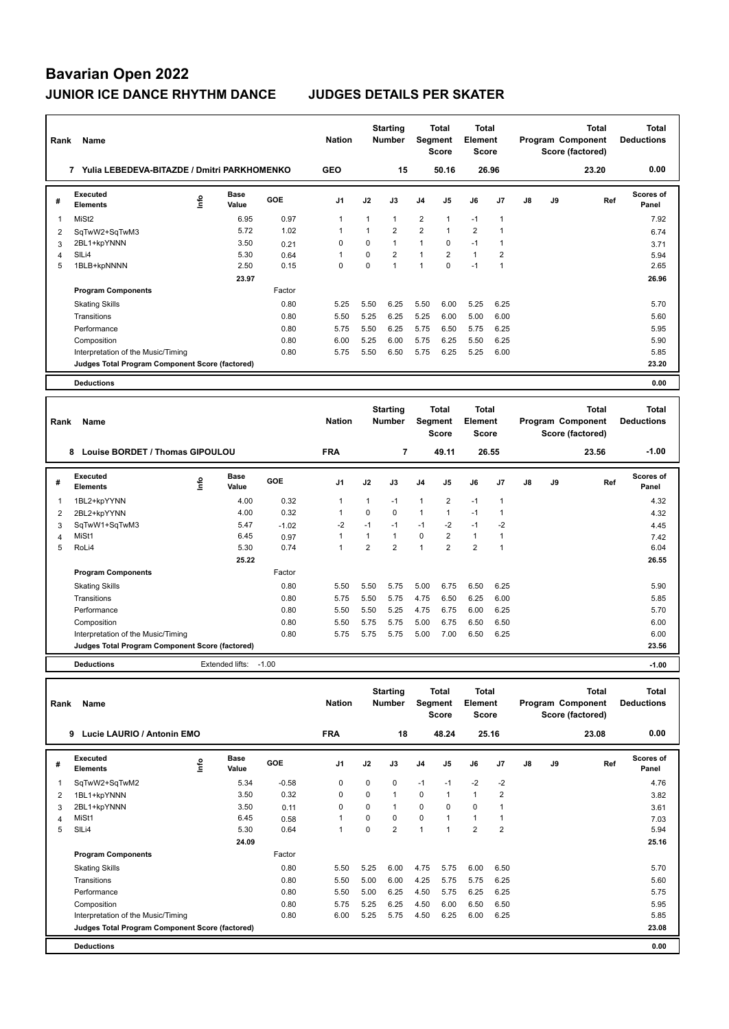# Bavarian Open 2022

## JUNIOR ICE DANCE RHYTHM DANCE JUDGES DETAILS PER SKATER

| Rank | Name | Nation | Starting Number | Total Segment Score | Total Element Score | Total Program Component Score (factored) | Total Deductions |
|---|---|---|---|---|---|---|---|
| 7 | Yulia LEBEDEVA-BITAZDE / Dmitri PARKHOMENKO | GEO | 15 | 50.16 | 26.96 | 23.20 | 0.00 |

| # | Executed Elements | Info | Base Value | GOE | J1 | J2 | J3 | J4 | J5 | J6 | J7 | J8 | J9 | Ref | Scores of Panel |
|---|---|---|---|---|---|---|---|---|---|---|---|---|---|---|---|
| 1 | MiSt2 | | 6.95 | 0.97 | 1 | 1 | 1 | 2 | 1 | -1 | 1 | | | | 7.92 |
| 2 | SqTwW2+SqTwM3 | | 5.72 | 1.02 | 1 | 1 | 2 | 2 | 1 | 2 | 1 | | | | 6.74 |
| 3 | 2BL1+kpYNNN | | 3.50 | 0.21 | 0 | 0 | 1 | 1 | 0 | -1 | 1 | | | | 3.71 |
| 4 | SlLi4 | | 5.30 | 0.64 | 1 | 0 | 2 | 1 | 2 | 1 | 2 | | | | 5.94 |
| 5 | 1BLB+kpNNNN | | 2.50 | 0.15 | 0 | 0 | 1 | 1 | 0 | -1 | 1 | | | | 2.65 |
| | | | 23.97 | | | | | | | | | | | | 26.96 |
| | **Program Components** | | | Factor | | | | | | | | | | | |
| | Skating Skills | | | 0.80 | 5.25 | 5.50 | 6.25 | 5.50 | 6.00 | 5.25 | 6.25 | | | | 5.70 |
| | Transitions | | | 0.80 | 5.50 | 5.25 | 6.25 | 5.25 | 6.00 | 5.00 | 6.00 | | | | 5.60 |
| | Performance | | | 0.80 | 5.75 | 5.50 | 6.25 | 5.75 | 6.50 | 5.75 | 6.25 | | | | 5.95 |
| | Composition | | | 0.80 | 6.00 | 5.25 | 6.00 | 5.75 | 6.25 | 5.50 | 6.25 | | | | 5.90 |
| | Interpretation of the Music/Timing | | | 0.80 | 5.75 | 5.50 | 6.50 | 5.75 | 6.25 | 5.25 | 6.00 | | | | 5.85 |
| | **Judges Total Program Component Score (factored)** | | | | | | | | | | | | | | 23.20 |
| | **Deductions** | | | | | | | | | | | | | | 0.00 |

| Rank | Name | Nation | Starting Number | Total Segment Score | Total Element Score | Total Program Component Score (factored) | Total Deductions |
|---|---|---|---|---|---|---|---|
| 8 | Louise BORDET / Thomas GIPOULOU | FRA | 7 | 49.11 | 26.55 | 23.56 | -1.00 |

| # | Executed Elements | Info | Base Value | GOE | J1 | J2 | J3 | J4 | J5 | J6 | J7 | J8 | J9 | Ref | Scores of Panel |
|---|---|---|---|---|---|---|---|---|---|---|---|---|---|---|---|
| 1 | 1BL2+kpYYNN | | 4.00 | 0.32 | 1 | 1 | -1 | 1 | 2 | -1 | 1 | | | | 4.32 |
| 2 | 2BL2+kpYYNN | | 4.00 | 0.32 | 1 | 0 | 0 | 1 | 1 | -1 | 1 | | | | 4.32 |
| 3 | SqTwW1+SqTwM3 | | 5.47 | -1.02 | -2 | -1 | -1 | -1 | -2 | -1 | -2 | | | | 4.45 |
| 4 | MiSt1 | | 6.45 | 0.97 | 1 | 1 | 1 | 0 | 2 | 1 | 1 | | | | 7.42 |
| 5 | RoLi4 | | 5.30 | 0.74 | 1 | 2 | 2 | 1 | 2 | 2 | 1 | | | | 6.04 |
| | | | 25.22 | | | | | | | | | | | | 26.55 |
| | **Program Components** | | | Factor | | | | | | | | | | | |
| | Skating Skills | | | 0.80 | 5.50 | 5.50 | 5.75 | 5.00 | 6.75 | 6.50 | 6.25 | | | | 5.90 |
| | Transitions | | | 0.80 | 5.75 | 5.50 | 5.75 | 4.75 | 6.50 | 6.25 | 6.00 | | | | 5.85 |
| | Performance | | | 0.80 | 5.50 | 5.50 | 5.25 | 4.75 | 6.75 | 6.00 | 6.25 | | | | 5.70 |
| | Composition | | | 0.80 | 5.50 | 5.75 | 5.75 | 5.00 | 6.75 | 6.50 | 6.50 | | | | 6.00 |
| | Interpretation of the Music/Timing | | | 0.80 | 5.75 | 5.75 | 5.75 | 5.00 | 7.00 | 6.50 | 6.25 | | | | 6.00 |
| | **Judges Total Program Component Score (factored)** | | | | | | | | | | | | | | 23.56 |
| | **Deductions** | | Extended lifts: | -1.00 | | | | | | | | | | | -1.00 |

| Rank | Name | Nation | Starting Number | Total Segment Score | Total Element Score | Total Program Component Score (factored) | Total Deductions |
|---|---|---|---|---|---|---|---|
| 9 | Lucie LAURIO / Antonin EMO | FRA | 18 | 48.24 | 25.16 | 23.08 | 0.00 |

| # | Executed Elements | Info | Base Value | GOE | J1 | J2 | J3 | J4 | J5 | J6 | J7 | J8 | J9 | Ref | Scores of Panel |
|---|---|---|---|---|---|---|---|---|---|---|---|---|---|---|---|
| 1 | SqTwW2+SqTwM2 | | 5.34 | -0.58 | 0 | 0 | 0 | -1 | -1 | -2 | -2 | | | | 4.76 |
| 2 | 1BL1+kpYNNN | | 3.50 | 0.32 | 0 | 0 | 1 | 0 | 1 | 1 | 2 | | | | 3.82 |
| 3 | 2BL1+kpYNNN | | 3.50 | 0.11 | 0 | 0 | 1 | 0 | 0 | 0 | 1 | | | | 3.61 |
| 4 | MiSt1 | | 6.45 | 0.58 | 1 | 0 | 0 | 0 | 1 | 1 | 1 | | | | 7.03 |
| 5 | SlLi4 | | 5.30 | 0.64 | 1 | 0 | 2 | 1 | 1 | 2 | 2 | | | | 5.94 |
| | | | 24.09 | | | | | | | | | | | | 25.16 |
| | **Program Components** | | | Factor | | | | | | | | | | | |
| | Skating Skills | | | 0.80 | 5.50 | 5.25 | 6.00 | 4.75 | 5.75 | 6.00 | 6.50 | | | | 5.70 |
| | Transitions | | | 0.80 | 5.50 | 5.00 | 6.00 | 4.25 | 5.75 | 5.75 | 6.25 | | | | 5.60 |
| | Performance | | | 0.80 | 5.50 | 5.00 | 6.25 | 4.50 | 5.75 | 6.25 | 6.25 | | | | 5.75 |
| | Composition | | | 0.80 | 5.75 | 5.25 | 6.25 | 4.50 | 6.00 | 6.50 | 6.50 | | | | 5.95 |
| | Interpretation of the Music/Timing | | | 0.80 | 6.00 | 5.25 | 5.75 | 4.50 | 6.25 | 6.00 | 6.25 | | | | 5.85 |
| | **Judges Total Program Component Score (factored)** | | | | | | | | | | | | | | 23.08 |
| | **Deductions** | | | | | | | | | | | | | | 0.00 |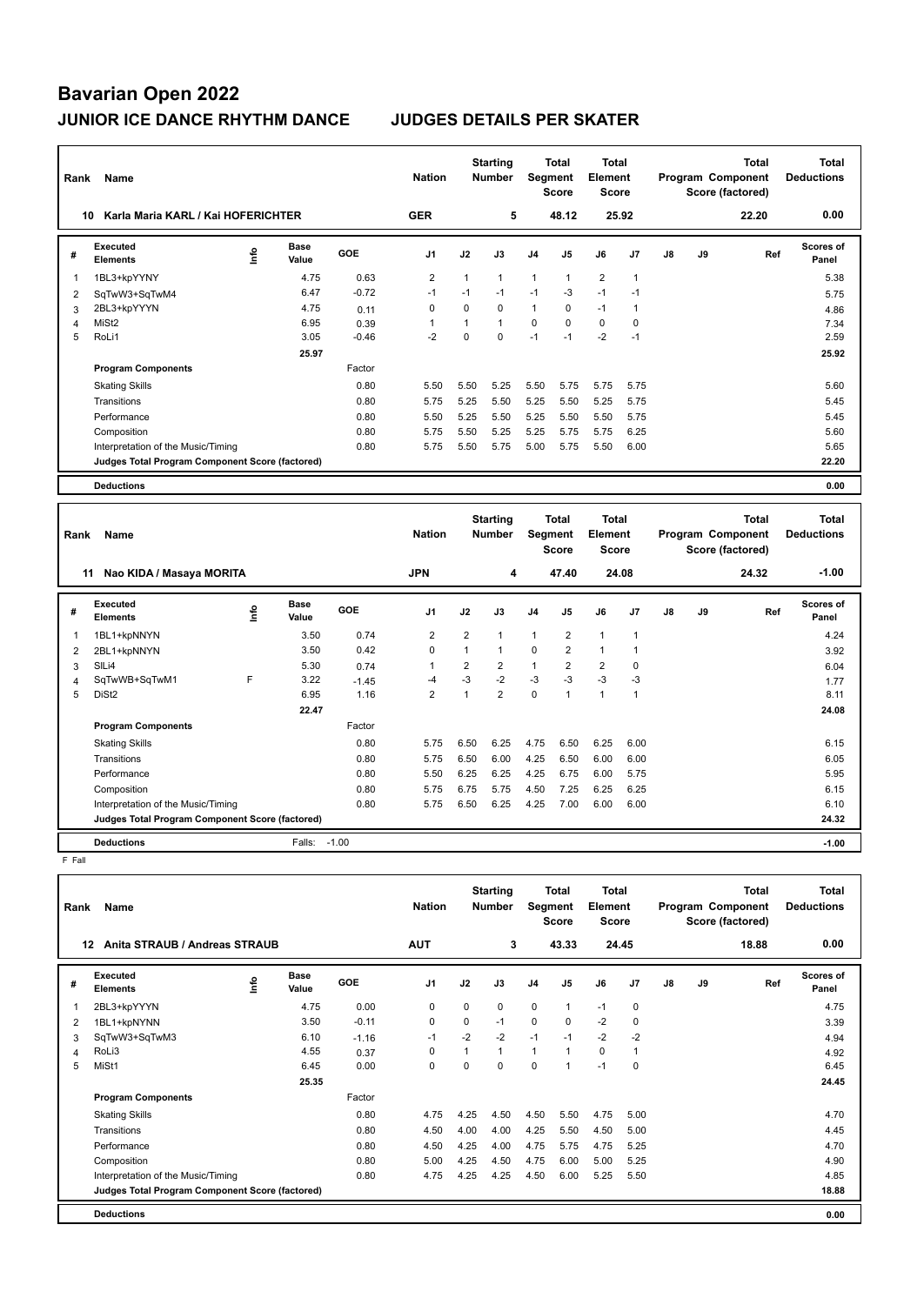# Bavarian Open 2022

## JUNIOR ICE DANCE RHYTHM DANCE JUDGES DETAILS PER SKATER

| Rank | Name | Nation | Starting Number | Total Segment Score | Total Element Score | Total Program Component Score (factored) | Total Deductions |
|---|---|---|---|---|---|---|---|
| 10 | Karla Maria KARL / Kai HOFERICHTER | GER | 5 | 48.12 | 25.92 | 22.20 | 0.00 |

| # | Executed Elements | Info | Base Value | GOE | J1 | J2 | J3 | J4 | J5 | J6 | J7 | J8 | J9 | Ref | Scores of Panel |
|---|---|---|---|---|---|---|---|---|---|---|---|---|---|---|---|
| 1 | 1BL3+kpYYNY | | 4.75 | 0.63 | 2 | 1 | 1 | 1 | 1 | 2 | 1 | | | | 5.38 |
| 2 | SqTwW3+SqTwM4 | | 6.47 | -0.72 | -1 | -1 | -1 | -1 | -3 | -1 | -1 | | | | 5.75 |
| 3 | 2BL3+kpYYYN | | 4.75 | 0.11 | 0 | 0 | 0 | 1 | 0 | -1 | 1 | | | | 4.86 |
| 4 | MiSt2 | | 6.95 | 0.39 | 1 | 1 | 1 | 0 | 0 | 0 | 0 | | | | 7.34 |
| 5 | RoLi1 | | 3.05 | -0.46 | -2 | 0 | 0 | -1 | -1 | -2 | -1 | | | | 2.59 |
| | | | 25.97 | | | | | | | | | | | | 25.92 |
| | **Program Components** | | | Factor | | | | | | | | | | | |
| | Skating Skills | | | 0.80 | 5.50 | 5.50 | 5.25 | 5.50 | 5.75 | 5.75 | 5.75 | | | | 5.60 |
| | Transitions | | | 0.80 | 5.75 | 5.25 | 5.50 | 5.25 | 5.50 | 5.25 | 5.75 | | | | 5.45 |
| | Performance | | | 0.80 | 5.50 | 5.25 | 5.50 | 5.25 | 5.50 | 5.50 | 5.75 | | | | 5.45 |
| | Composition | | | 0.80 | 5.75 | 5.50 | 5.25 | 5.25 | 5.75 | 5.75 | 6.25 | | | | 5.60 |
| | Interpretation of the Music/Timing | | | 0.80 | 5.75 | 5.50 | 5.75 | 5.00 | 5.75 | 5.50 | 6.00 | | | | 5.65 |
| | **Judges Total Program Component Score (factored)** | | | | | | | | | | | | | | 22.20 |
| | **Deductions** | | | | | | | | | | | | | | 0.00 |

| Rank | Name | Nation | Starting Number | Total Segment Score | Total Element Score | Total Program Component Score (factored) | Total Deductions |
|---|---|---|---|---|---|---|---|
| 11 | Nao KIDA / Masaya MORITA | JPN | 4 | 47.40 | 24.08 | 24.32 | -1.00 |

| # | Executed Elements | Info | Base Value | GOE | J1 | J2 | J3 | J4 | J5 | J6 | J7 | J8 | J9 | Ref | Scores of Panel |
|---|---|---|---|---|---|---|---|---|---|---|---|---|---|---|---|
| 1 | 1BL1+kpNNYN | | 3.50 | 0.74 | 2 | 2 | 1 | 1 | 2 | 1 | 1 | | | | 4.24 |
| 2 | 2BL1+kpNNYN | | 3.50 | 0.42 | 0 | 1 | 1 | 0 | 2 | 1 | 1 | | | | 3.92 |
| 3 | SlLi4 | | 5.30 | 0.74 | 1 | 2 | 2 | 1 | 2 | 2 | 0 | | | | 6.04 |
| 4 | SqTwWB+SqTwM1 | F | 3.22 | -1.45 | -4 | -3 | -2 | -3 | -3 | -3 | -3 | | | | 1.77 |
| 5 | DiSt2 | | 6.95 | 1.16 | 2 | 1 | 2 | 0 | 1 | 1 | 1 | | | | 8.11 |
| | | | 22.47 | | | | | | | | | | | | 24.08 |
| | **Program Components** | | | Factor | | | | | | | | | | | |
| | Skating Skills | | | 0.80 | 5.75 | 6.50 | 6.25 | 4.75 | 6.50 | 6.25 | 6.00 | | | | 6.15 |
| | Transitions | | | 0.80 | 5.75 | 6.50 | 6.00 | 4.25 | 6.50 | 6.00 | 6.00 | | | | 6.05 |
| | Performance | | | 0.80 | 5.50 | 6.25 | 6.25 | 4.25 | 6.75 | 6.00 | 5.75 | | | | 5.95 |
| | Composition | | | 0.80 | 5.75 | 6.75 | 5.75 | 4.50 | 7.25 | 6.25 | 6.25 | | | | 6.15 |
| | Interpretation of the Music/Timing | | | 0.80 | 5.75 | 6.50 | 6.25 | 4.25 | 7.00 | 6.00 | 6.00 | | | | 6.10 |
| | **Judges Total Program Component Score (factored)** | | | | | | | | | | | | | | 24.32 |
| | **Deductions** | | Falls: -1.00 | | | | | | | | | | | | -1.00 |

F Fall

| Rank | Name | Nation | Starting Number | Total Segment Score | Total Element Score | Total Program Component Score (factored) | Total Deductions |
|---|---|---|---|---|---|---|---|
| 12 | Anita STRAUB / Andreas STRAUB | AUT | 3 | 43.33 | 24.45 | 18.88 | 0.00 |

| # | Executed Elements | Info | Base Value | GOE | J1 | J2 | J3 | J4 | J5 | J6 | J7 | J8 | J9 | Ref | Scores of Panel |
|---|---|---|---|---|---|---|---|---|---|---|---|---|---|---|---|
| 1 | 2BL3+kpYYYN | | 4.75 | 0.00 | 0 | 0 | 0 | 0 | 1 | -1 | 0 | | | | 4.75 |
| 2 | 1BL1+kpNYNN | | 3.50 | -0.11 | 0 | 0 | -1 | 0 | 0 | -2 | 0 | | | | 3.39 |
| 3 | SqTwW3+SqTwM3 | | 6.10 | -1.16 | -1 | -2 | -2 | -1 | -1 | -2 | -2 | | | | 4.94 |
| 4 | RoLi3 | | 4.55 | 0.37 | 0 | 1 | 1 | 1 | 1 | 0 | 1 | | | | 4.92 |
| 5 | MiSt1 | | 6.45 | 0.00 | 0 | 0 | 0 | 0 | 1 | -1 | 0 | | | | 6.45 |
| | | | 25.35 | | | | | | | | | | | | 24.45 |
| | **Program Components** | | | Factor | | | | | | | | | | | |
| | Skating Skills | | | 0.80 | 4.75 | 4.25 | 4.50 | 4.50 | 5.50 | 4.75 | 5.00 | | | | 4.70 |
| | Transitions | | | 0.80 | 4.50 | 4.00 | 4.00 | 4.25 | 5.50 | 4.50 | 5.00 | | | | 4.45 |
| | Performance | | | 0.80 | 4.50 | 4.25 | 4.00 | 4.75 | 5.75 | 4.75 | 5.25 | | | | 4.70 |
| | Composition | | | 0.80 | 5.00 | 4.25 | 4.50 | 4.75 | 6.00 | 5.00 | 5.25 | | | | 4.90 |
| | Interpretation of the Music/Timing | | | 0.80 | 4.75 | 4.25 | 4.25 | 4.50 | 6.00 | 5.25 | 5.50 | | | | 4.85 |
| | **Judges Total Program Component Score (factored)** | | | | | | | | | | | | | | 18.88 |
| | **Deductions** | | | | | | | | | | | | | | 0.00 |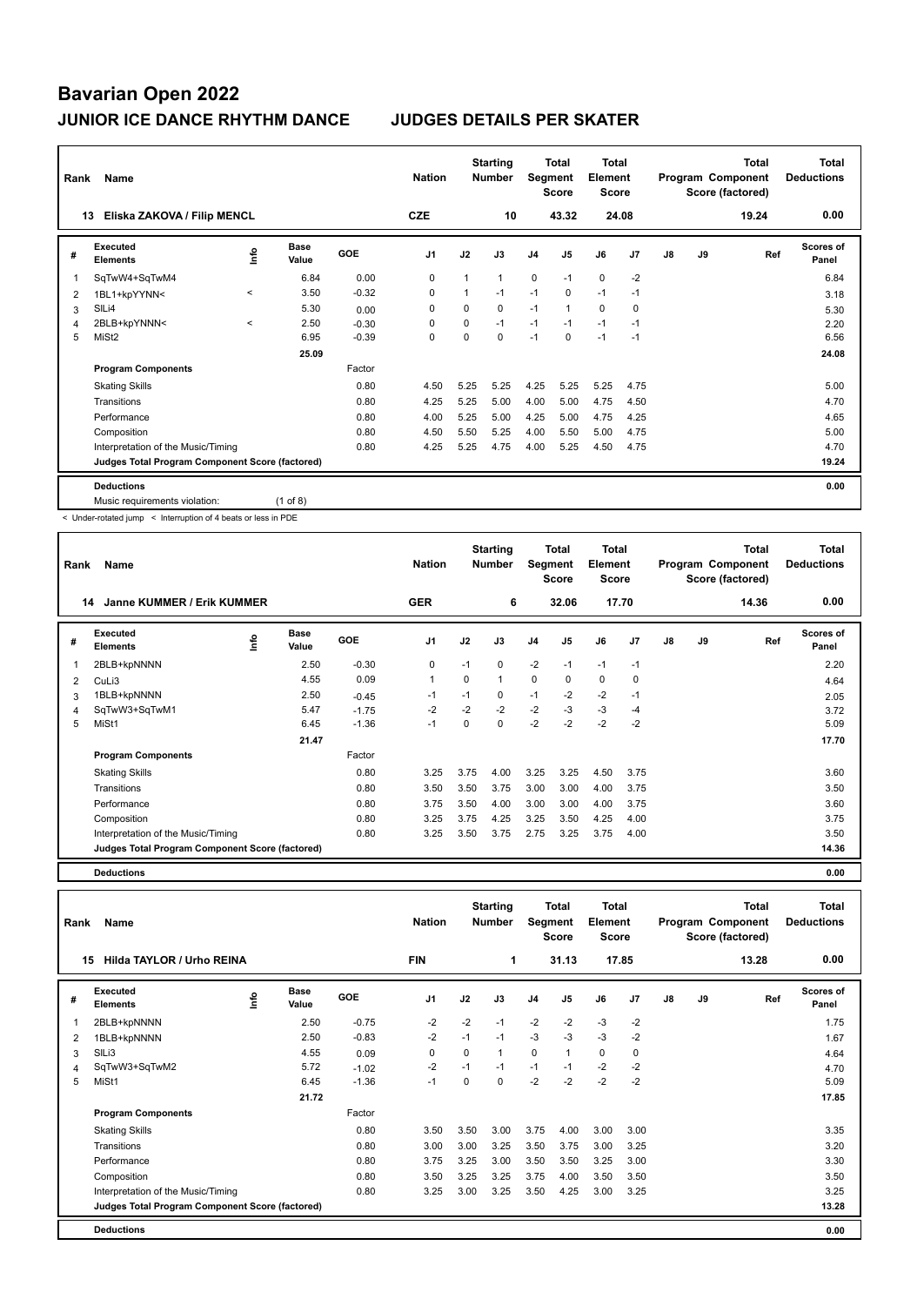# Bavarian Open 2022

## JUNIOR ICE DANCE RHYTHM DANCE JUDGES DETAILS PER SKATER

| Rank | Name | Nation | Starting Number | Total Segment Score | Total Element Score | Total Program Component Score (factored) | Total Deductions |
|---|---|---|---|---|---|---|---|
| 13 | Eliska ZAKOVA / Filip MENCL | CZE | 10 | 43.32 | 24.08 | 19.24 | 0.00 |

| # | Executed Elements | Info | Base Value | GOE | J1 | J2 | J3 | J4 | J5 | J6 | J7 | J8 | J9 | Ref | Scores of Panel |
|---|---|---|---|---|---|---|---|---|---|---|---|---|---|---|---|
| 1 | SqTwW4+SqTwM4 | | 6.84 | 0.00 | 0 | 1 | 1 | 0 | -1 | 0 | -2 | | | | 6.84 |
| 2 | 1BL1+kpYYNN< | < | 3.50 | -0.32 | 0 | 1 | -1 | -1 | 0 | -1 | -1 | | | | 3.18 |
| 3 | SlLi4 | | 5.30 | 0.00 | 0 | 0 | 0 | -1 | 1 | 0 | 0 | | | | 5.30 |
| 4 | 2BLB+kpYNNN< | < | 2.50 | -0.30 | 0 | 0 | -1 | -1 | -1 | -1 | -1 | | | | 2.20 |
| 5 | MiSt2 | | 6.95 | -0.39 | 0 | 0 | 0 | -1 | 0 | -1 | -1 | | | | 6.56 |
| | | | 25.09 | | | | | | | | | | | | 24.08 |

| Program Components | Factor | J1 | J2 | J3 | J4 | J5 | J6 | J7 | J8 | J9 | Scores of Panel |
|---|---|---|---|---|---|---|---|---|---|---|---|
| Skating Skills | 0.80 | 4.50 | 5.25 | 5.25 | 4.25 | 5.25 | 5.25 | 4.75 | | | 5.00 |
| Transitions | 0.80 | 4.25 | 5.25 | 5.00 | 4.00 | 5.00 | 4.75 | 4.50 | | | 4.70 |
| Performance | 0.80 | 4.00 | 5.25 | 5.00 | 4.25 | 5.00 | 4.75 | 4.25 | | | 4.65 |
| Composition | 0.80 | 4.50 | 5.50 | 5.25 | 4.00 | 5.50 | 5.00 | 4.75 | | | 5.00 |
| Interpretation of the Music/Timing | 0.80 | 4.25 | 5.25 | 4.75 | 4.00 | 5.25 | 4.50 | 4.75 | | | 4.70 |
| Judges Total Program Component Score (factored) | | | | | | | | | | | 19.24 |

**Deductions** 0.00

Music requirements violation: (1 of 8)

< Under-rotated jump < Interruption of 4 beats or less in PDE

| Rank | Name | Nation | Starting Number | Total Segment Score | Total Element Score | Total Program Component Score (factored) | Total Deductions |
|---|---|---|---|---|---|---|---|
| 14 | Janne KUMMER / Erik KUMMER | GER | 6 | 32.06 | 17.70 | 14.36 | 0.00 |

| # | Executed Elements | Info | Base Value | GOE | J1 | J2 | J3 | J4 | J5 | J6 | J7 | J8 | J9 | Ref | Scores of Panel |
|---|---|---|---|---|---|---|---|---|---|---|---|---|---|---|---|
| 1 | 2BLB+kpNNNN | | 2.50 | -0.30 | 0 | -1 | 0 | -2 | -1 | -1 | -1 | | | | 2.20 |
| 2 | CuLi3 | | 4.55 | 0.09 | 1 | 0 | 1 | 0 | 0 | 0 | 0 | | | | 4.64 |
| 3 | 1BLB+kpNNNN | | 2.50 | -0.45 | -1 | -1 | 0 | -1 | -2 | -2 | -1 | | | | 2.05 |
| 4 | SqTwW3+SqTwM1 | | 5.47 | -1.75 | -2 | -2 | -2 | -2 | -3 | -3 | -4 | | | | 3.72 |
| 5 | MiSt1 | | 6.45 | -1.36 | -1 | 0 | 0 | -2 | -2 | -2 | -2 | | | | 5.09 |
| | | | 21.47 | | | | | | | | | | | | 17.70 |

| Program Components | Factor | J1 | J2 | J3 | J4 | J5 | J6 | J7 | J8 | J9 | Scores of Panel |
|---|---|---|---|---|---|---|---|---|---|---|---|
| Skating Skills | 0.80 | 3.25 | 3.75 | 4.00 | 3.25 | 3.25 | 4.50 | 3.75 | | | 3.60 |
| Transitions | 0.80 | 3.50 | 3.50 | 3.75 | 3.00 | 3.00 | 4.00 | 3.75 | | | 3.50 |
| Performance | 0.80 | 3.75 | 3.50 | 4.00 | 3.00 | 3.00 | 4.00 | 3.75 | | | 3.60 |
| Composition | 0.80 | 3.25 | 3.75 | 4.25 | 3.25 | 3.50 | 4.25 | 4.00 | | | 3.75 |
| Interpretation of the Music/Timing | 0.80 | 3.25 | 3.50 | 3.75 | 2.75 | 3.25 | 3.75 | 4.00 | | | 3.50 |
| Judges Total Program Component Score (factored) | | | | | | | | | | | 14.36 |

**Deductions** 0.00

| Rank | Name | Nation | Starting Number | Total Segment Score | Total Element Score | Total Program Component Score (factored) | Total Deductions |
|---|---|---|---|---|---|---|---|
| 15 | Hilda TAYLOR / Urho REINA | FIN | 1 | 31.13 | 17.85 | 13.28 | 0.00 |

| # | Executed Elements | Info | Base Value | GOE | J1 | J2 | J3 | J4 | J5 | J6 | J7 | J8 | J9 | Ref | Scores of Panel |
|---|---|---|---|---|---|---|---|---|---|---|---|---|---|---|---|
| 1 | 2BLB+kpNNNN | | 2.50 | -0.75 | -2 | -2 | -1 | -2 | -2 | -3 | -2 | | | | 1.75 |
| 2 | 1BLB+kpNNNN | | 2.50 | -0.83 | -2 | -1 | -1 | -3 | -3 | -3 | -2 | | | | 1.67 |
| 3 | SlLi3 | | 4.55 | 0.09 | 0 | 0 | 1 | 0 | 1 | 0 | 0 | | | | 4.64 |
| 4 | SqTwW3+SqTwM2 | | 5.72 | -1.02 | -2 | -1 | -1 | -1 | -1 | -2 | -2 | | | | 4.70 |
| 5 | MiSt1 | | 6.45 | -1.36 | -1 | 0 | 0 | -2 | -2 | -2 | -2 | | | | 5.09 |
| | | | 21.72 | | | | | | | | | | | | 17.85 |

| Program Components | Factor | J1 | J2 | J3 | J4 | J5 | J6 | J7 | J8 | J9 | Scores of Panel |
|---|---|---|---|---|---|---|---|---|---|---|---|
| Skating Skills | 0.80 | 3.50 | 3.50 | 3.00 | 3.75 | 4.00 | 3.00 | 3.00 | | | 3.35 |
| Transitions | 0.80 | 3.00 | 3.00 | 3.25 | 3.50 | 3.75 | 3.00 | 3.25 | | | 3.20 |
| Performance | 0.80 | 3.75 | 3.25 | 3.00 | 3.50 | 3.50 | 3.25 | 3.00 | | | 3.30 |
| Composition | 0.80 | 3.50 | 3.25 | 3.25 | 3.75 | 4.00 | 3.50 | 3.50 | | | 3.50 |
| Interpretation of the Music/Timing | 0.80 | 3.25 | 3.00 | 3.25 | 3.50 | 4.25 | 3.00 | 3.25 | | | 3.25 |
| Judges Total Program Component Score (factored) | | | | | | | | | | | 13.28 |

**Deductions** 0.00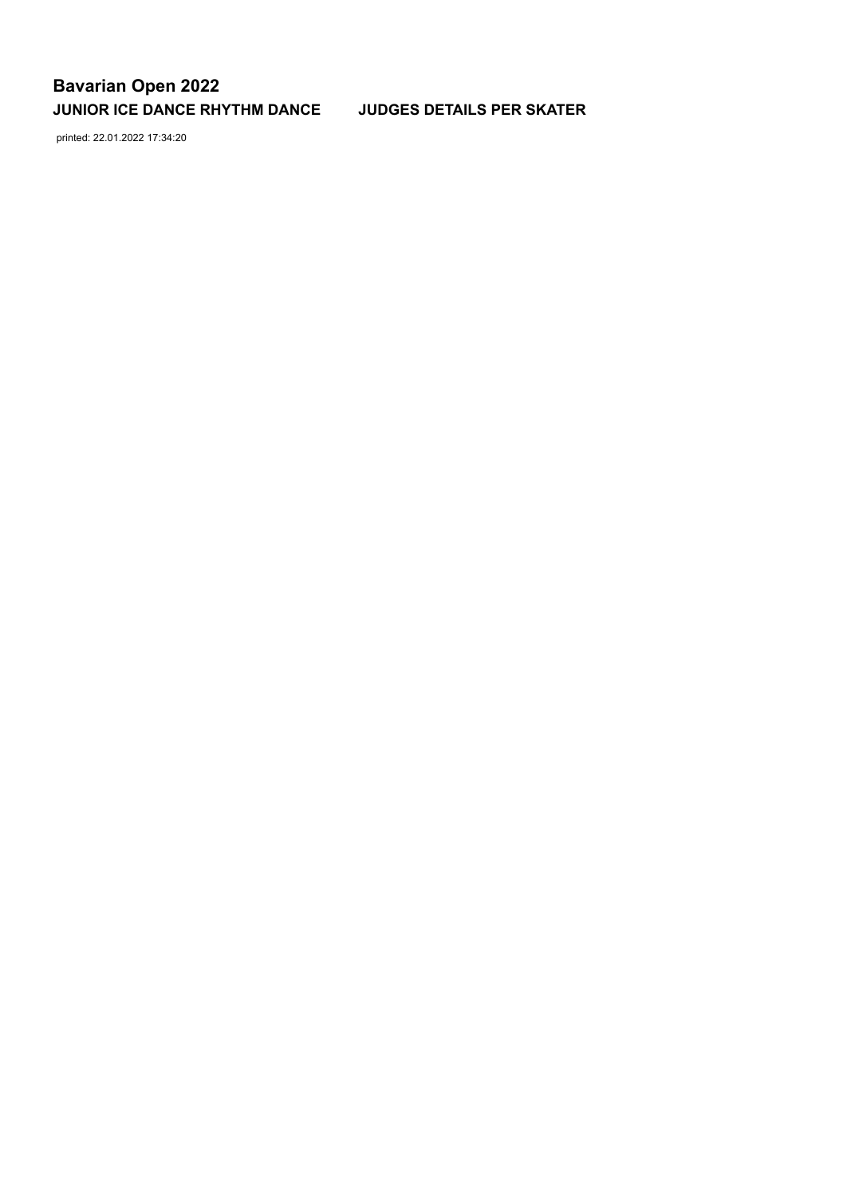# Bavarian Open 2022

**JUNIOR ICE DANCE RHYTHM DANCE** **JUDGES DETAILS PER SKATER**

printed: 22.01.2022 17:34:20